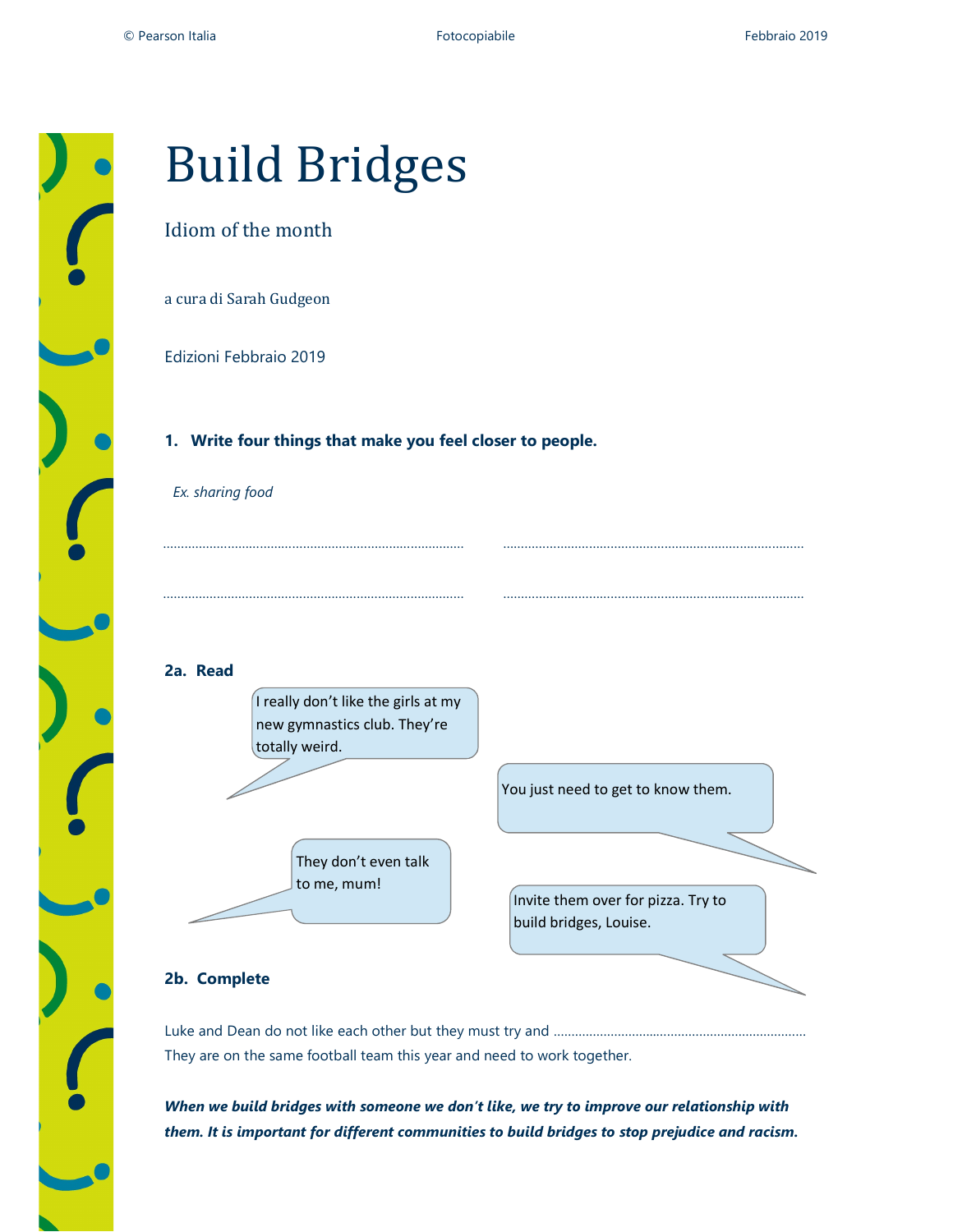# Build Bridges

## Idiom of the month

a cura di Sarah Gudgeon

Edizioni Febbraio 2019

### 1. Write four things that make you feel closer to people.

*Ex. sharing food*

.................................................................................... ....................................................................................

.................................................................................... ....................................................................................

### 2a. Read

I really don't like the girls at my new gymnastics club. They're totally weird.

You just need to get to know them.

They don't even talk to me, mum!

Invite them over for pizza. Try to build bridges, Louise.

### 2b. Complete

Luke and Dean do not like each other but they must try and ...................................................................... They are on the same football team this year and need to work together.

***When we build bridges with someone we don't like, we try to improve our relationship with them. It is important for different communities to build bridges to stop prejudice and racism.***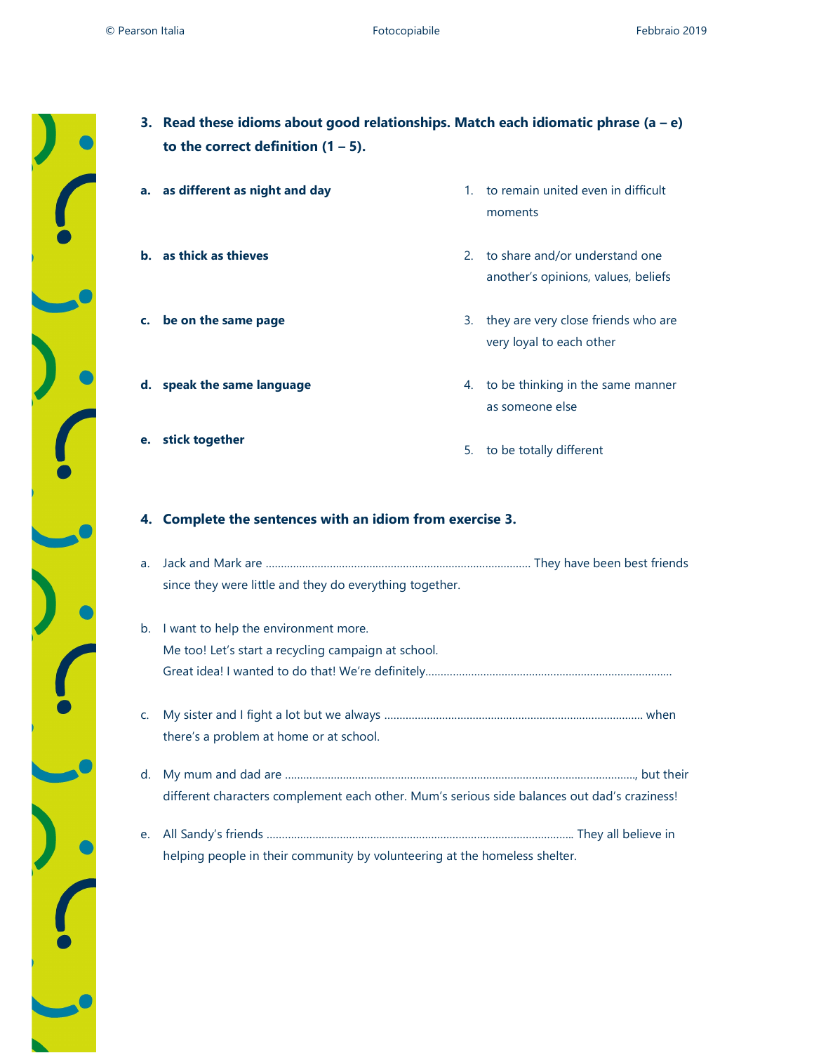**3. Read these idioms about good relationships. Match each idiomatic phrase (a – e) to the correct definition (1 – 5).**

| | |
|---|---|
| **a. as different as night and day** | 1. to remain united even in difficult moments |
| **b. as thick as thieves** | 2. to share and/or understand one another's opinions, values, beliefs |
| **c. be on the same page** | 3. they are very close friends who are very loyal to each other |
| **d. speak the same language** | 4. to be thinking in the same manner as someone else |
| **e. stick together** | 5. to be totally different |

**4. Complete the sentences with an idiom from exercise 3.**

a. Jack and Mark are ............................................................................................ They have been best friends since they were little and they do everything together.

b. I want to help the environment more.
Me too! Let's start a recycling campaign at school.
Great idea! I wanted to do that! We're definitely.................................................................................

c. My sister and I fight a lot but we always ..................................................................................... when there's a problem at home or at school.

d. My mum and dad are ..................................................................................................................., but their different characters complement each other. Mum's serious side balances out dad's craziness!

e. All Sandy's friends .................................................................................................... They all believe in helping people in their community by volunteering at the homeless shelter.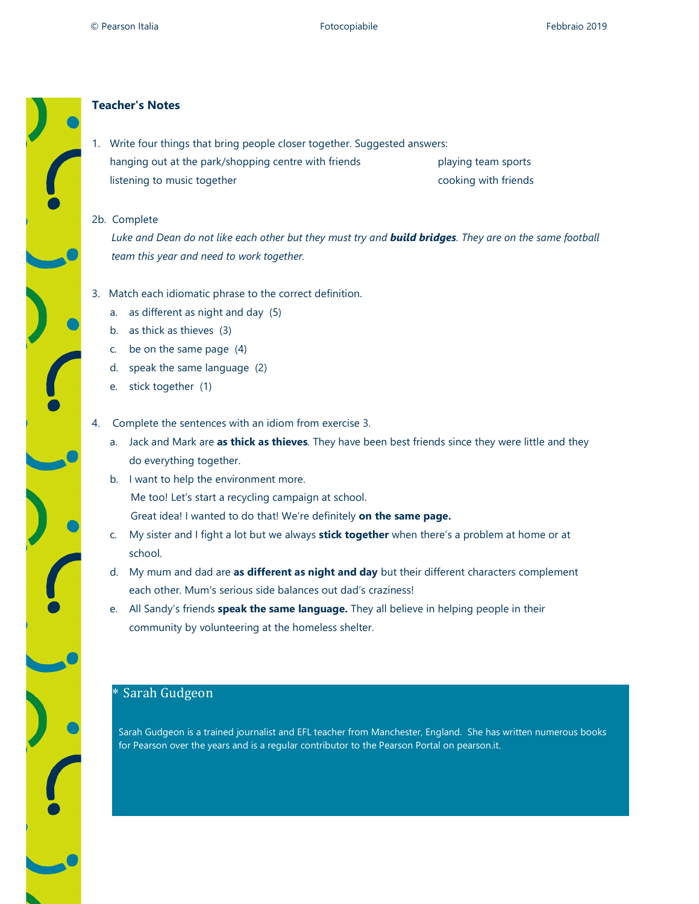## Teacher's Notes

1. Write four things that bring people closer together. Suggested answers:
   hanging out at the park/shopping centre with friends
   listening to music together
   playing team sports
   cooking with friends

2b. Complete
*Luke and Dean do not like each other but they must try and **build bridges**. They are on the same football team this year and need to work together.*

3. Match each idiomatic phrase to the correct definition.
   a. as different as night and day (5)
   b. as thick as thieves (3)
   c. be on the same page (4)
   d. speak the same language (2)
   e. stick together (1)

4. Complete the sentences with an idiom from exercise 3.
   a. Jack and Mark are **as thick as thieves**. They have been best friends since they were little and they do everything together.
   b. I want to help the environment more.
      Me too! Let's start a recycling campaign at school.
      Great idea! I wanted to do that! We're definitely **on the same page.**
   c. My sister and I fight a lot but we always **stick together** when there's a problem at home or at school.
   d. My mum and dad are **as different as night and day** but their different characters complement each other. Mum's serious side balances out dad's craziness!
   e. All Sandy's friends **speak the same language.** They all believe in helping people in their community by volunteering at the homeless shelter.

\* Sarah Gudgeon

Sarah Gudgeon is a trained journalist and EFL teacher from Manchester, England. She has written numerous books for Pearson over the years and is a regular contributor to the Pearson Portal on pearson.it.